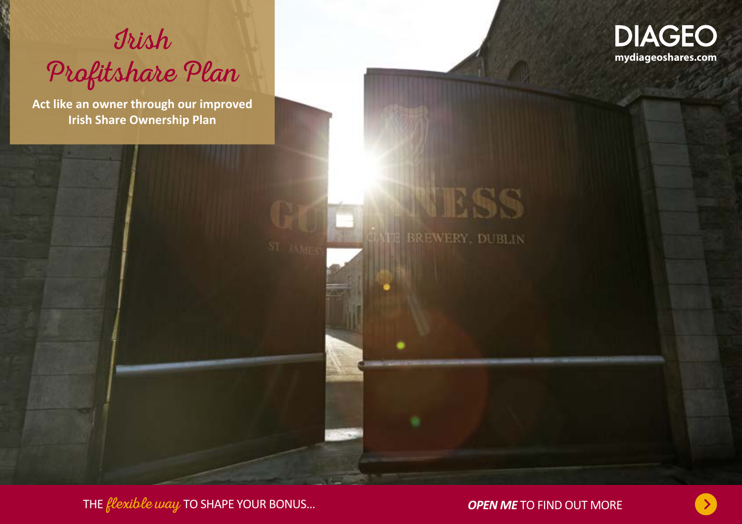# Irish Profitshare Plan

**Act like an owner through our improved Irish Share Ownership Plan**

DIAGEO

mydiageoshares.com

THE *flexible way* TO SHAPE YOUR BONUS...

***OPEN ME*** TO FIND OUT MORE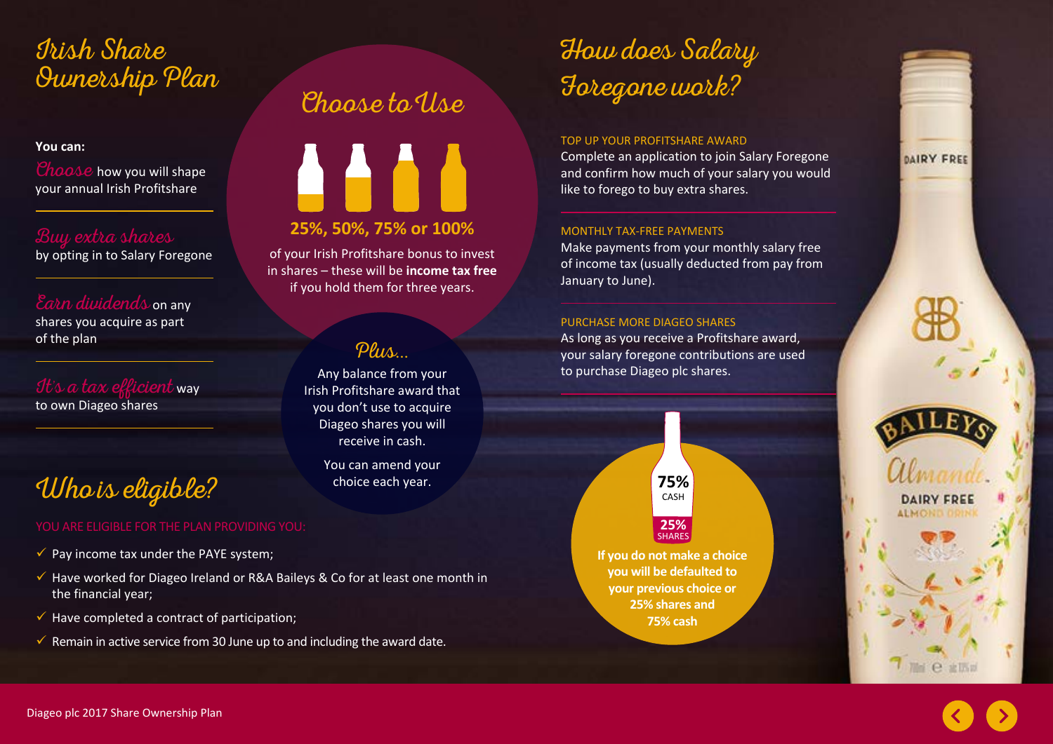# Irish Share Ownership Plan

**You can:**

*Choose* how you will shape your annual Irish Profitshare

*Buy extra shares* by opting in to Salary Foregone

*Earn dividends* on any shares you acquire as part of the plan

*It's a tax efficient* way to own Diageo shares

## Choose to Use

**25%, 50%, 75% or 100%**

of your Irish Profitshare bonus to invest in shares – these will be **income tax free** if you hold them for three years.

### Plus...

Any balance from your Irish Profitshare award that you don't use to acquire Diageo shares you will receive in cash.

You can amend your choice each year.

## Who is eligible?

YOU ARE ELIGIBLE FOR THE PLAN PROVIDING YOU:

- ✓ Pay income tax under the PAYE system;
- ✓ Have worked for Diageo Ireland or R&A Baileys & Co for at least one month in the financial year;
- ✓ Have completed a contract of participation;
- ✓ Remain in active service from 30 June up to and including the award date.

## How does Salary Foregone work?

TOP UP YOUR PROFITSHARE AWARD

Complete an application to join Salary Foregone and confirm how much of your salary you would like to forego to buy extra shares.

MONTHLY TAX-FREE PAYMENTS

Make payments from your monthly salary free of income tax (usually deducted from pay from January to June).

PURCHASE MORE DIAGEO SHARES

As long as you receive a Profitshare award, your salary foregone contributions are used to purchase Diageo plc shares.

**75%** CASH

**25%** SHARES

**If you do not make a choice you will be defaulted to your previous choice or 25% shares and 75% cash**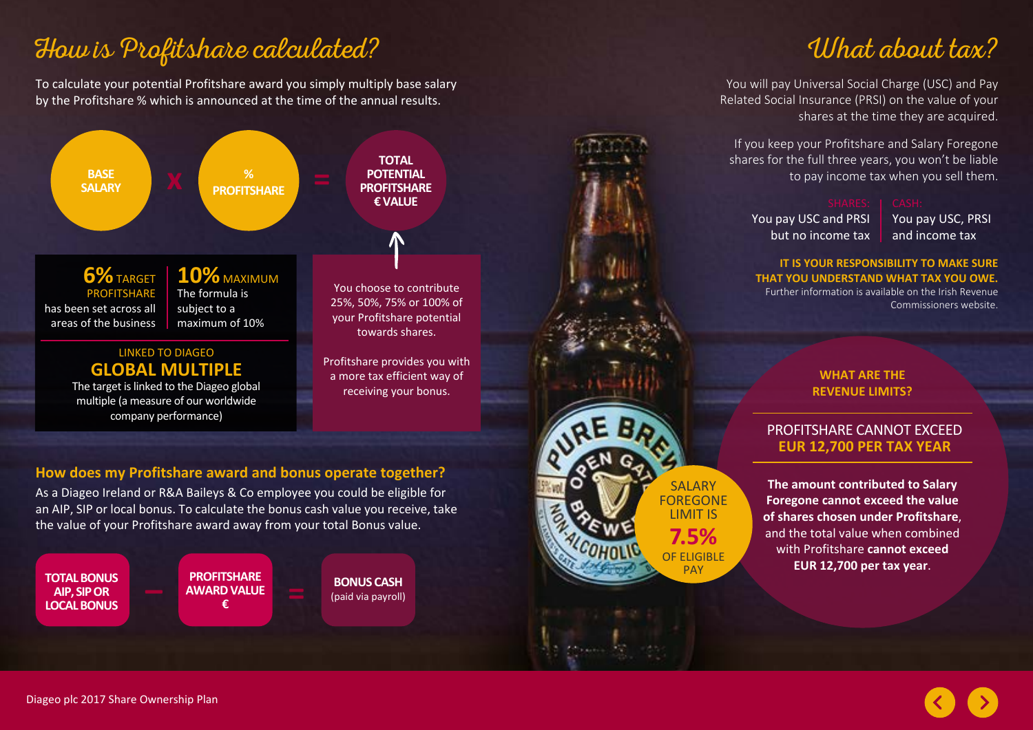# How is Profitshare calculated?

To calculate your potential Profitshare award you simply multiply base salary by the Profitshare % which is announced at the time of the annual results.

**BASE SALARY** x **% PROFITSHARE** = **TOTAL POTENTIAL PROFITSHARE € VALUE**

**6%** TARGET PROFITSHARE has been set across all areas of the business

**10%** MAXIMUM The formula is subject to a maximum of 10%

LINKED TO DIAGEO
**GLOBAL MULTIPLE**
The target is linked to the Diageo global multiple (a measure of our worldwide company performance)

You choose to contribute 25%, 50%, 75% or 100% of your Profitshare potential towards shares.

Profitshare provides you with a more tax efficient way of receiving your bonus.

### How does my Profitshare award and bonus operate together?

As a Diageo Ireland or R&A Baileys & Co employee you could be eligible for an AIP, SIP or local bonus. To calculate the bonus cash value you receive, take the value of your Profitshare award away from your total Bonus value.

**TOTAL BONUS AIP, SIP OR LOCAL BONUS** – **PROFITSHARE AWARD VALUE €** = **BONUS CASH** (paid via payroll)

# What about tax?

You will pay Universal Social Charge (USC) and Pay Related Social Insurance (PRSI) on the value of your shares at the time they are acquired.

If you keep your Profitshare and Salary Foregone shares for the full three years, you won't be liable to pay income tax when you sell them.

| SHARES: | CASH: |
| --- | --- |
| You pay USC and PRSI but no income tax | You pay USC, PRSI and income tax |

**IT IS YOUR RESPONSIBILITY TO MAKE SURE THAT YOU UNDERSTAND WHAT TAX YOU OWE.**
Further information is available on the Irish Revenue Commissioners website.

SALARY FOREGONE LIMIT IS **7.5%** OF ELIGIBLE PAY

**WHAT ARE THE REVENUE LIMITS?**

PROFITSHARE CANNOT EXCEED **EUR 12,700 PER TAX YEAR**

**The amount contributed to Salary Foregone cannot exceed the value of shares chosen under Profitshare**, and the total value when combined with Profitshare **cannot exceed EUR 12,700 per tax year**.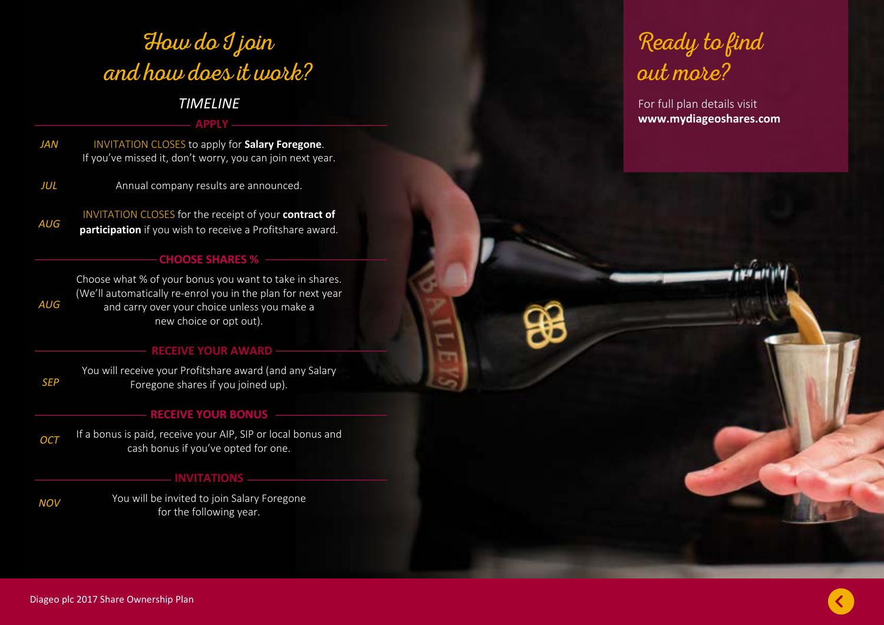# How do I join and how does it work?

*TIMELINE*

## APPLY

*JAN* — INVITATION CLOSES to apply for **Salary Foregone**. If you've missed it, don't worry, you can join next year.

*JUL* — Annual company results are announced.

*AUG* — INVITATION CLOSES for the receipt of your **contract of participation** if you wish to receive a Profitshare award.

## CHOOSE SHARES %

*AUG* — Choose what % of your bonus you want to take in shares. (We'll automatically re-enrol you in the plan for next year and carry over your choice unless you make a new choice or opt out).

## RECEIVE YOUR AWARD

*SEP* — You will receive your Profitshare award (and any Salary Foregone shares if you joined up).

## RECEIVE YOUR BONUS

*OCT* — If a bonus is paid, receive your AIP, SIP or local bonus and cash bonus if you've opted for one.

## INVITATIONS

*NOV* — You will be invited to join Salary Foregone for the following year.

# Ready to find out more?

For full plan details visit **www.mydiageoshares.com**

Diageo plc 2017 Share Ownership Plan